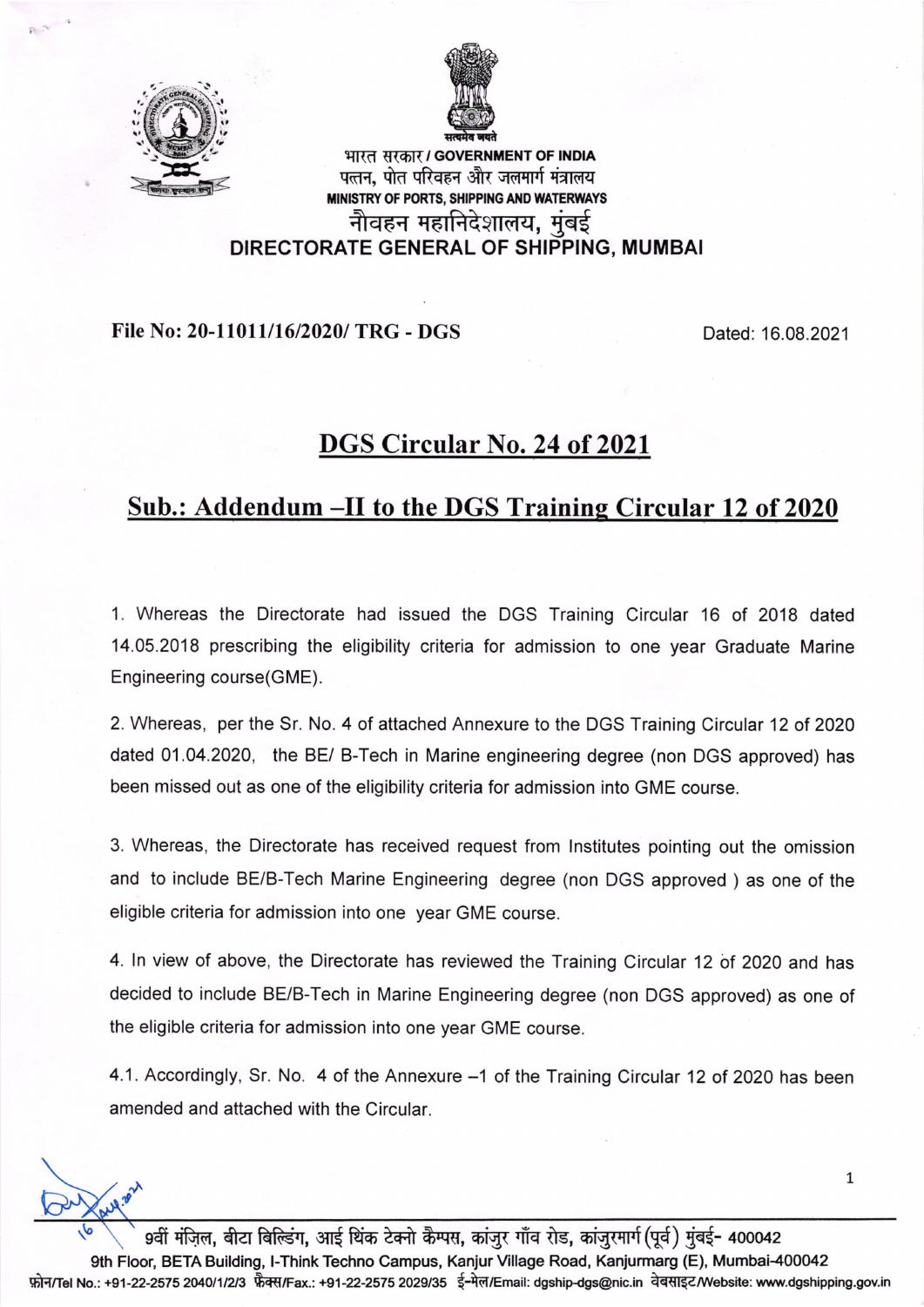भारत सरकार / GOVERNMENT OF INDIA
पत्तन, पोत परिवहन और जलमार्ग मंत्रालय
MINISTRY OF PORTS, SHIPPING AND WATERWAYS
नौवहन महानिदेशालय, मुंबई
DIRECTORATE GENERAL OF SHIPPING, MUMBAI

**File No: 20-11011/16/2020/ TRG - DGS** Dated: 16.08.2021

## DGS Circular No. 24 of 2021

## Sub.: Addendum –II to the DGS Training Circular 12 of 2020

1. Whereas the Directorate had issued the DGS Training Circular 16 of 2018 dated 14.05.2018 prescribing the eligibility criteria for admission to one year Graduate Marine Engineering course(GME).

2. Whereas, per the Sr. No. 4 of attached Annexure to the DGS Training Circular 12 of 2020 dated 01.04.2020, the BE/ B-Tech in Marine engineering degree (non DGS approved) has been missed out as one of the eligibility criteria for admission into GME course.

3. Whereas, the Directorate has received request from Institutes pointing out the omission and to include BE/B-Tech Marine Engineering degree (non DGS approved ) as one of the eligible criteria for admission into one year GME course.

4. In view of above, the Directorate has reviewed the Training Circular 12 of 2020 and has decided to include BE/B-Tech in Marine Engineering degree (non DGS approved) as one of the eligible criteria for admission into one year GME course.

4.1. Accordingly, Sr. No. 4 of the Annexure –1 of the Training Circular 12 of 2020 has been amended and attached with the Circular.

9वीं मंज़िल, बीटा बिल्डिंग, आई थिंक टेक्नो कैम्पस, कांजुर गाँव रोड, कांजुरमार्ग (पूर्व) मुंबई- 400042
9th Floor, BETA Building, I-Think Techno Campus, Kanjur Village Road, Kanjurmarg (E), Mumbai-400042
फ़ोन/Tel No.: +91-22-2575 2040/1/2/3 फ़ैक्स/Fax.: +91-22-2575 2029/35 ई-मेल/Email: dgship-dgs@nic.in वेबसाइट/Website: www.dgshipping.gov.in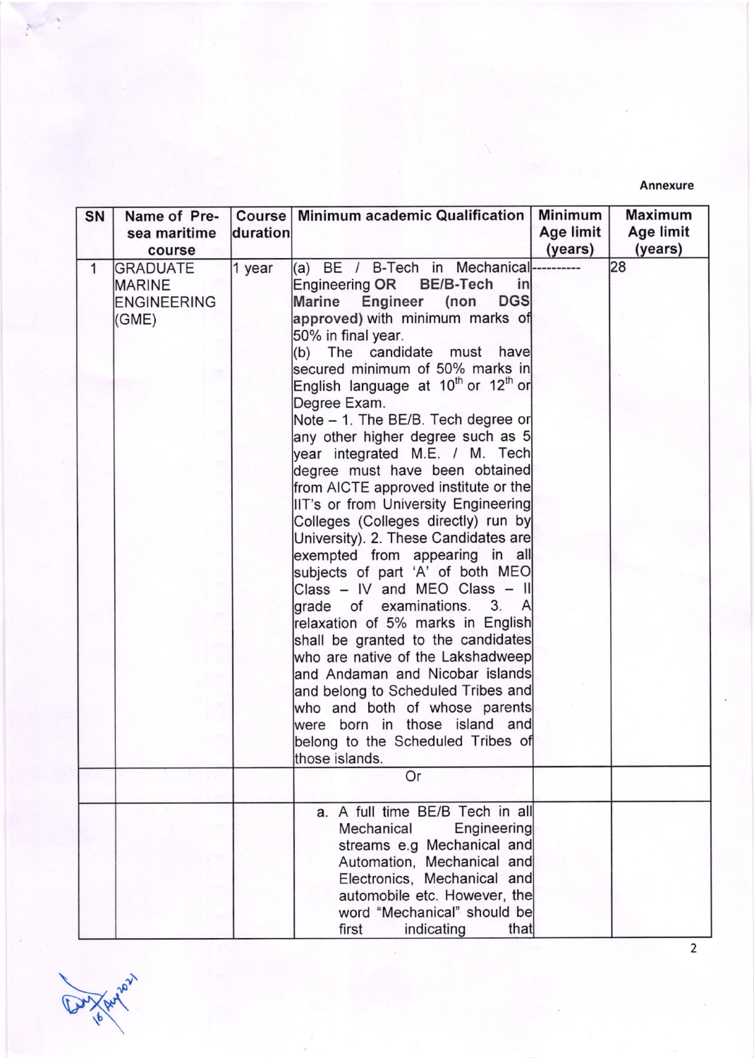Annexure

| SN | Name of Pre-sea maritime course | Course duration | Minimum academic Qualification | Minimum Age limit (years) | Maximum Age limit (years) |
|---|---|---|---|---|---|
| 1 | GRADUATE MARINE ENGINEERING (GME) | 1 year | (a) BE / B-Tech in Mechanical Engineering **OR BE/B-Tech in Marine Engineer (non DGS approved)** with minimum marks of 50% in final year.<br>(b) The candidate must have secured minimum of 50% marks in English language at 10th or 12th or Degree Exam.<br>Note – 1. The BE/B. Tech degree or any other higher degree such as 5 year integrated M.E. / M. Tech degree must have been obtained from AICTE approved institute or the IIT's or from University Engineering Colleges (Colleges directly) run by University). 2. These Candidates are exempted from appearing in all subjects of part 'A' of both MEO Class – IV and MEO Class – II grade of examinations. 3. A relaxation of 5% marks in English shall be granted to the candidates who are native of the Lakshadweep and Andaman and Nicobar islands and belong to Scheduled Tribes and who and both of whose parents were born in those island and belong to the Scheduled Tribes of those islands. | ---------- | 28 |
| | | | Or | | |
| | | | a. A full time BE/B Tech in all Mechanical Engineering streams e.g Mechanical and Automation, Mechanical and Electronics, Mechanical and automobile etc. However, the word "Mechanical" should be first indicating that | | |